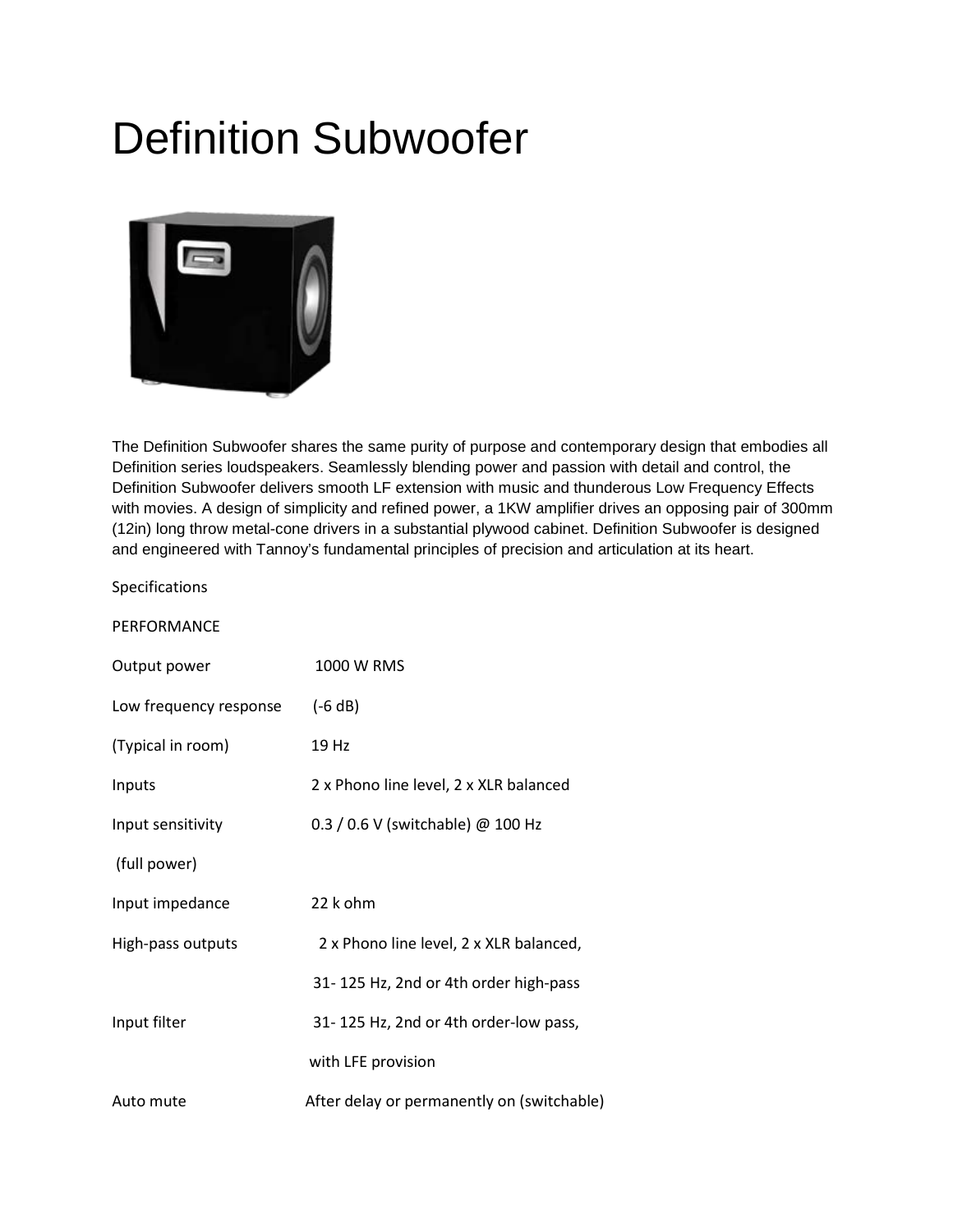# Definition Subwoofer

The Definition Subwoofer shares the same purity of purpose and contemporary design that embodies all Definition series loudspeakers. Seamlessly blending power and passion with detail and control, the Definition Subwoofer delivers smooth LF extension with music and thunderous Low Frequency Effects with movies. A design of simplicity and refined power, a 1KW amplifier drives an opposing pair of 300mm (12in) long throw metal-cone drivers in a substantial plywood cabinet. Definition Subwoofer is designed and engineered with Tannoy's fundamental principles of precision and articulation at its heart.

Specifications

PERFORMANCE

| | |
|---|---|
| Output power | 1000 W RMS |
| Low frequency response | (-6 dB) |
| (Typical in room) | 19 Hz |
| Inputs | 2 x Phono line level, 2 x XLR balanced |
| Input sensitivity | 0.3 / 0.6 V (switchable) @ 100 Hz |
| (full power) | |
| Input impedance | 22 k ohm |
| High-pass outputs | 2 x Phono line level, 2 x XLR balanced, |
| | 31- 125 Hz, 2nd or 4th order high-pass |
| Input filter | 31- 125 Hz, 2nd or 4th order-low pass, |
| | with LFE provision |
| Auto mute | After delay or permanently on (switchable) |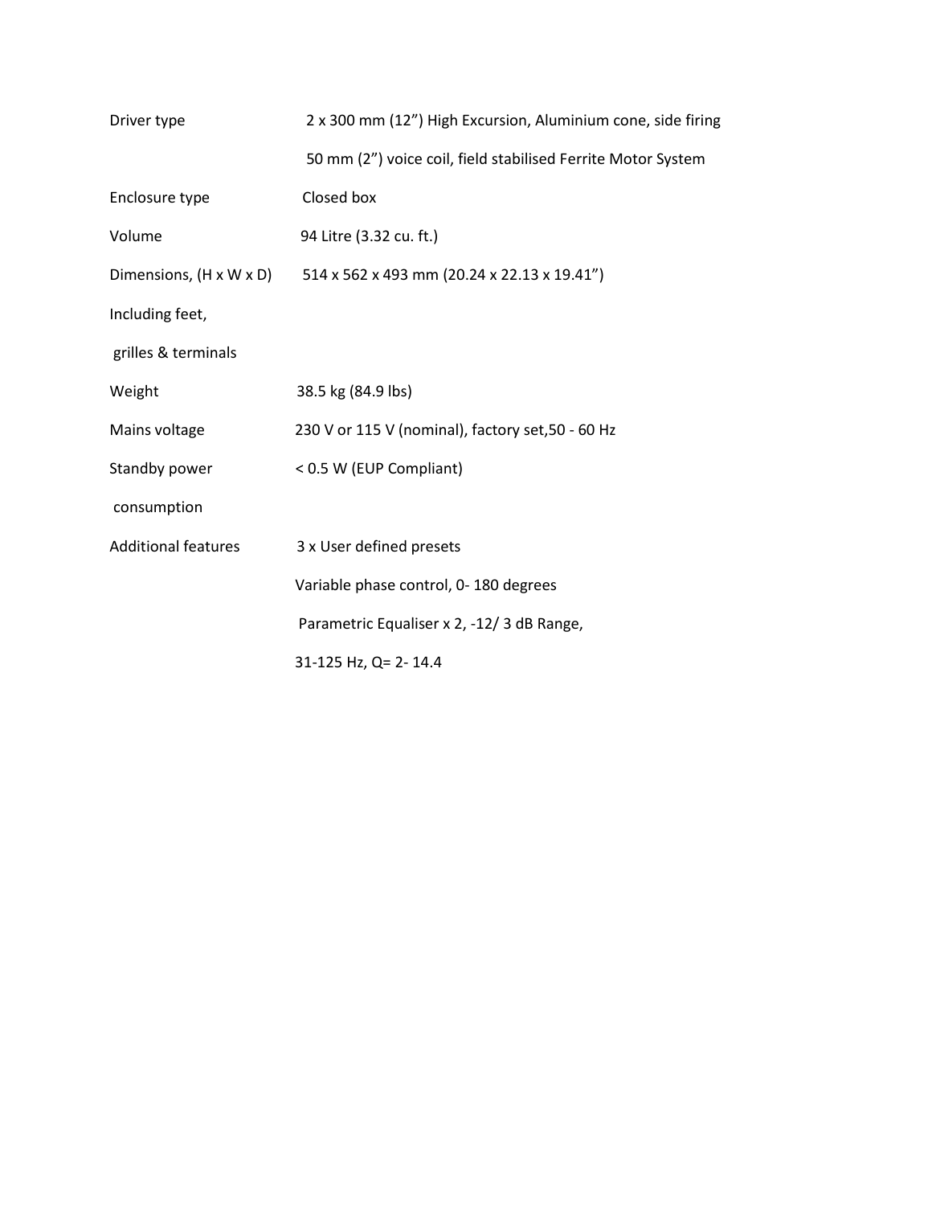| | |
|---|---|
| Driver type | 2 x 300 mm (12”) High Excursion, Aluminium cone, side firing |
| | 50 mm (2”) voice coil, field stabilised Ferrite Motor System |
| Enclosure type | Closed box |
| Volume | 94 Litre (3.32 cu. ft.) |
| Dimensions, (H x W x D) | 514 x 562 x 493 mm (20.24 x 22.13 x 19.41”) |
| Including feet, | |
| grilles & terminals | |
| Weight | 38.5 kg (84.9 lbs) |
| Mains voltage | 230 V or 115 V (nominal), factory set,50 - 60 Hz |
| Standby power | < 0.5 W (EUP Compliant) |
| consumption | |
| Additional features | 3 x User defined presets |
| | Variable phase control, 0- 180 degrees |
| | Parametric Equaliser x 2, -12/ 3 dB Range, |
| | 31-125 Hz, Q= 2- 14.4 |